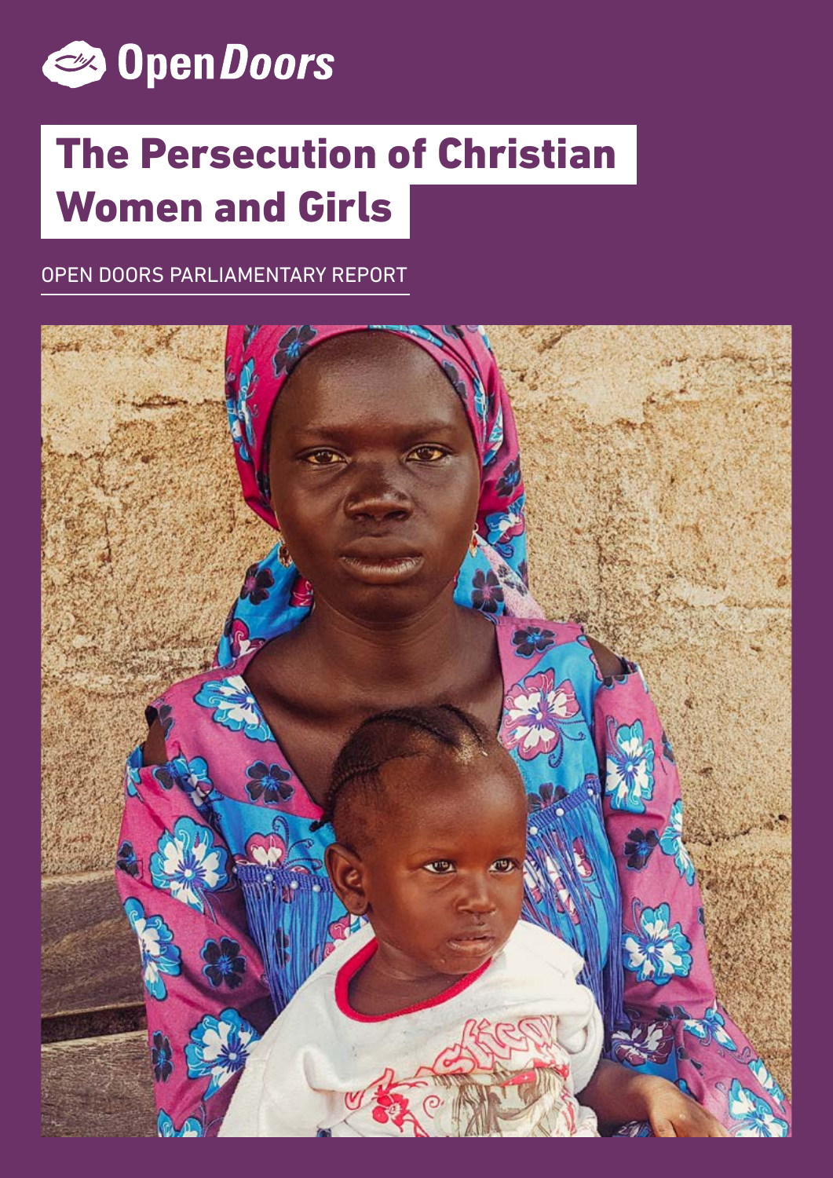Open Doors

# The Persecution of Christian Women and Girls

OPEN DOORS PARLIAMENTARY REPORT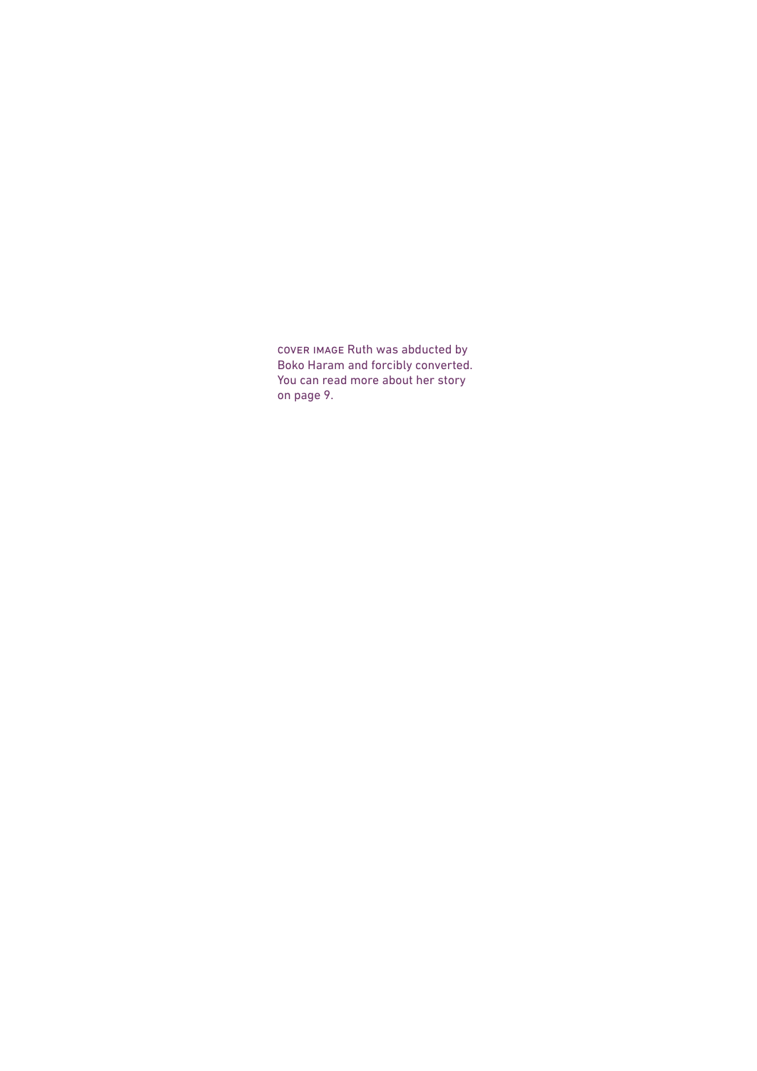COVER IMAGE Ruth was abducted by Boko Haram and forcibly converted. You can read more about her story on page 9.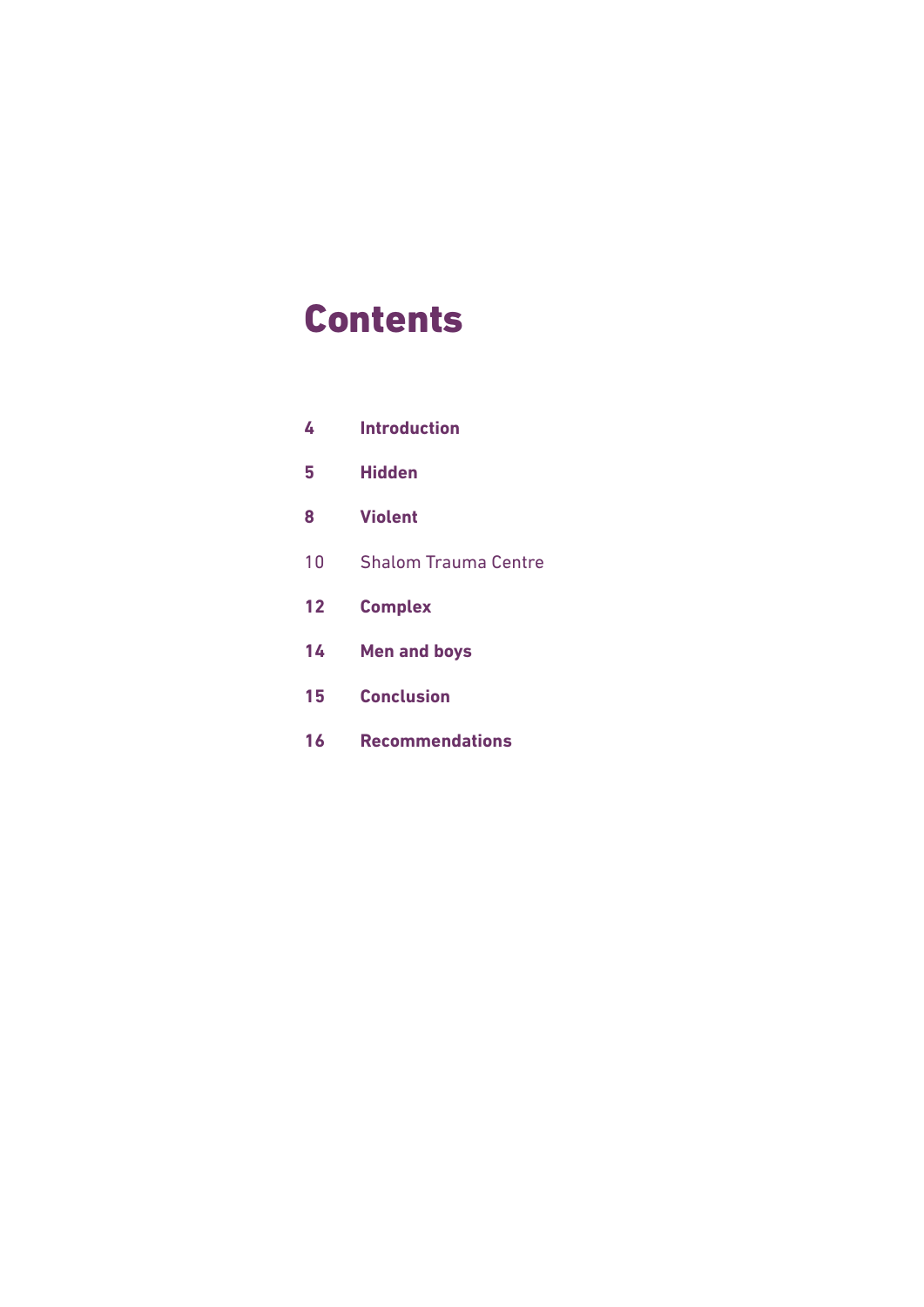# Contents

| | |
|---|---|
| **4** | **Introduction** |
| **5** | **Hidden** |
| **8** | **Violent** |
| 10 | Shalom Trauma Centre |
| **12** | **Complex** |
| **14** | **Men and boys** |
| **15** | **Conclusion** |
| **16** | **Recommendations** |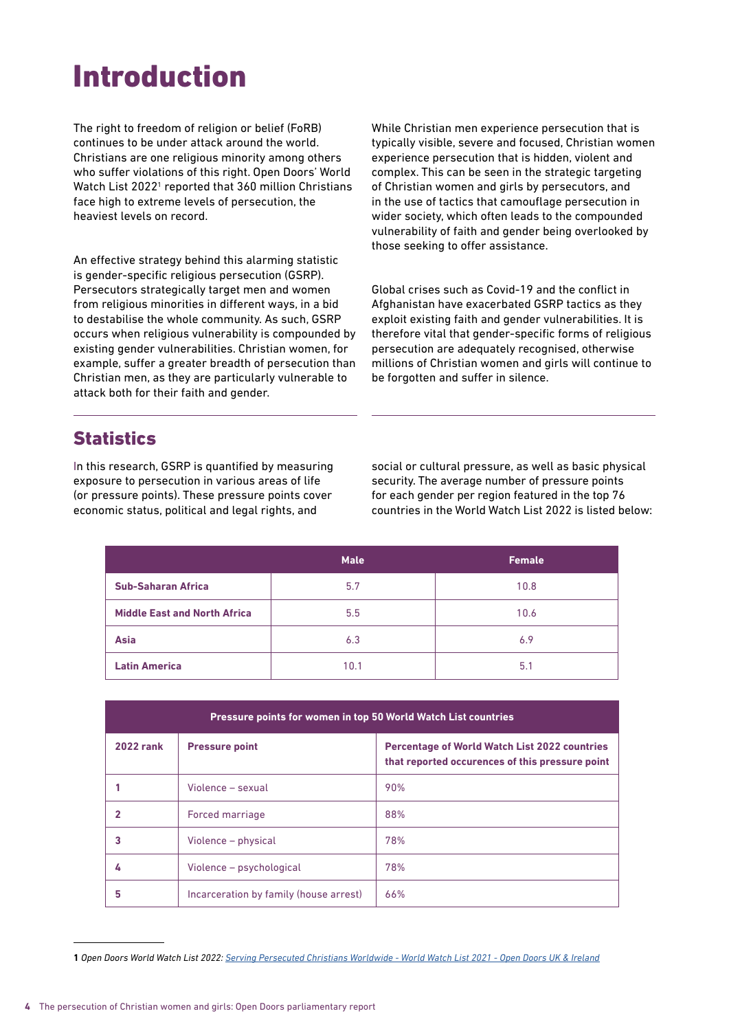# Introduction

The right to freedom of religion or belief (FoRB) continues to be under attack around the world. Christians are one religious minority among others who suffer violations of this right. Open Doors' World Watch List 2022[1] reported that 360 million Christians face high to extreme levels of persecution, the heaviest levels on record.

An effective strategy behind this alarming statistic is gender-specific religious persecution (GSRP). Persecutors strategically target men and women from religious minorities in different ways, in a bid to destabilise the whole community. As such, GSRP occurs when religious vulnerability is compounded by existing gender vulnerabilities. Christian women, for example, suffer a greater breadth of persecution than Christian men, as they are particularly vulnerable to attack both for their faith and gender.

While Christian men experience persecution that is typically visible, severe and focused, Christian women experience persecution that is hidden, violent and complex. This can be seen in the strategic targeting of Christian women and girls by persecutors, and in the use of tactics that camouflage persecution in wider society, which often leads to the compounded vulnerability of faith and gender being overlooked by those seeking to offer assistance.

Global crises such as Covid-19 and the conflict in Afghanistan have exacerbated GSRP tactics as they exploit existing faith and gender vulnerabilities. It is therefore vital that gender-specific forms of religious persecution are adequately recognised, otherwise millions of Christian women and girls will continue to be forgotten and suffer in silence.

## Statistics

In this research, GSRP is quantified by measuring exposure to persecution in various areas of life (or pressure points). These pressure points cover economic status, political and legal rights, and social or cultural pressure, as well as basic physical security. The average number of pressure points for each gender per region featured in the top 76 countries in the World Watch List 2022 is listed below:

| | Male | Female |
|---|---|---|
| **Sub-Saharan Africa** | 5.7 | 10.8 |
| **Middle East and North Africa** | 5.5 | 10.6 |
| **Asia** | 6.3 | 6.9 |
| **Latin America** | 10.1 | 5.1 |

| Pressure points for women in top 50 World Watch List countries | | |
|---|---|---|
| **2022 rank** | **Pressure point** | **Percentage of World Watch List 2022 countries that reported occurences of this pressure point** |
| **1** | Violence – sexual | 90% |
| **2** | Forced marriage | 88% |
| **3** | Violence – physical | 78% |
| **4** | Violence – psychological | 78% |
| **5** | Incarceration by family (house arrest) | 66% |

1 *Open Doors World Watch List 2022: Serving Persecuted Christians Worldwide - World Watch List 2021 - Open Doors UK & Ireland*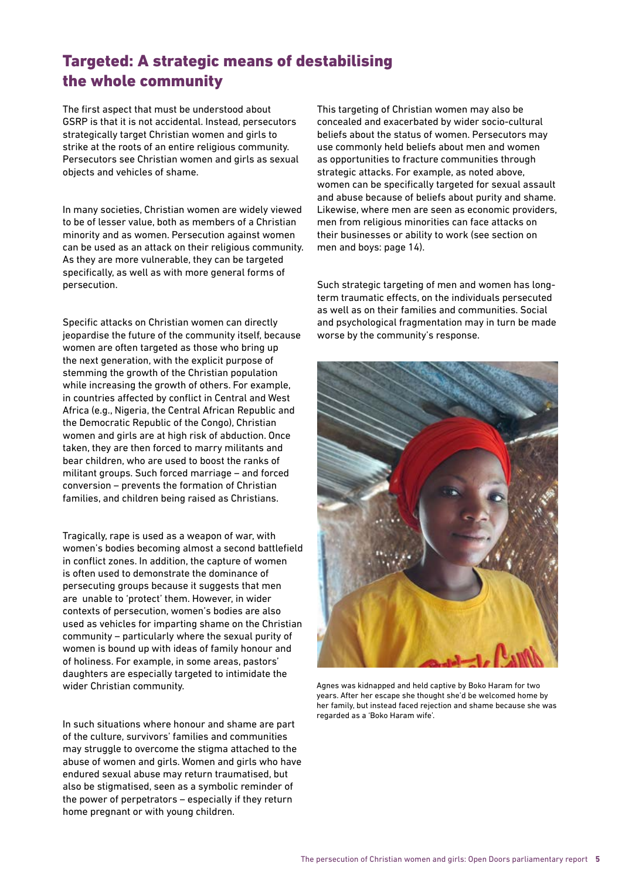## Targeted: A strategic means of destabilising the whole community

The first aspect that must be understood about GSRP is that it is not accidental. Instead, persecutors strategically target Christian women and girls to strike at the roots of an entire religious community. Persecutors see Christian women and girls as sexual objects and vehicles of shame.

In many societies, Christian women are widely viewed to be of lesser value, both as members of a Christian minority and as women. Persecution against women can be used as an attack on their religious community. As they are more vulnerable, they can be targeted specifically, as well as with more general forms of persecution.

Specific attacks on Christian women can directly jeopardise the future of the community itself, because women are often targeted as those who bring up the next generation, with the explicit purpose of stemming the growth of the Christian population while increasing the growth of others. For example, in countries affected by conflict in Central and West Africa (e.g., Nigeria, the Central African Republic and the Democratic Republic of the Congo), Christian women and girls are at high risk of abduction. Once taken, they are then forced to marry militants and bear children, who are used to boost the ranks of militant groups. Such forced marriage – and forced conversion – prevents the formation of Christian families, and children being raised as Christians.

Tragically, rape is used as a weapon of war, with women's bodies becoming almost a second battlefield in conflict zones. In addition, the capture of women is often used to demonstrate the dominance of persecuting groups because it suggests that men are unable to 'protect' them. However, in wider contexts of persecution, women's bodies are also used as vehicles for imparting shame on the Christian community – particularly where the sexual purity of women is bound up with ideas of family honour and of holiness. For example, in some areas, pastors' daughters are especially targeted to intimidate the wider Christian community.

In such situations where honour and shame are part of the culture, survivors' families and communities may struggle to overcome the stigma attached to the abuse of women and girls. Women and girls who have endured sexual abuse may return traumatised, but also be stigmatised, seen as a symbolic reminder of the power of perpetrators – especially if they return home pregnant or with young children.

This targeting of Christian women may also be concealed and exacerbated by wider socio-cultural beliefs about the status of women. Persecutors may use commonly held beliefs about men and women as opportunities to fracture communities through strategic attacks. For example, as noted above, women can be specifically targeted for sexual assault and abuse because of beliefs about purity and shame. Likewise, where men are seen as economic providers, men from religious minorities can face attacks on their businesses or ability to work (see section on men and boys: page 14).

Such strategic targeting of men and women has long-term traumatic effects, on the individuals persecuted as well as on their families and communities. Social and psychological fragmentation may in turn be made worse by the community's response.

Agnes was kidnapped and held captive by Boko Haram for two years. After her escape she thought she'd be welcomed home by her family, but instead faced rejection and shame because she was regarded as a 'Boko Haram wife'.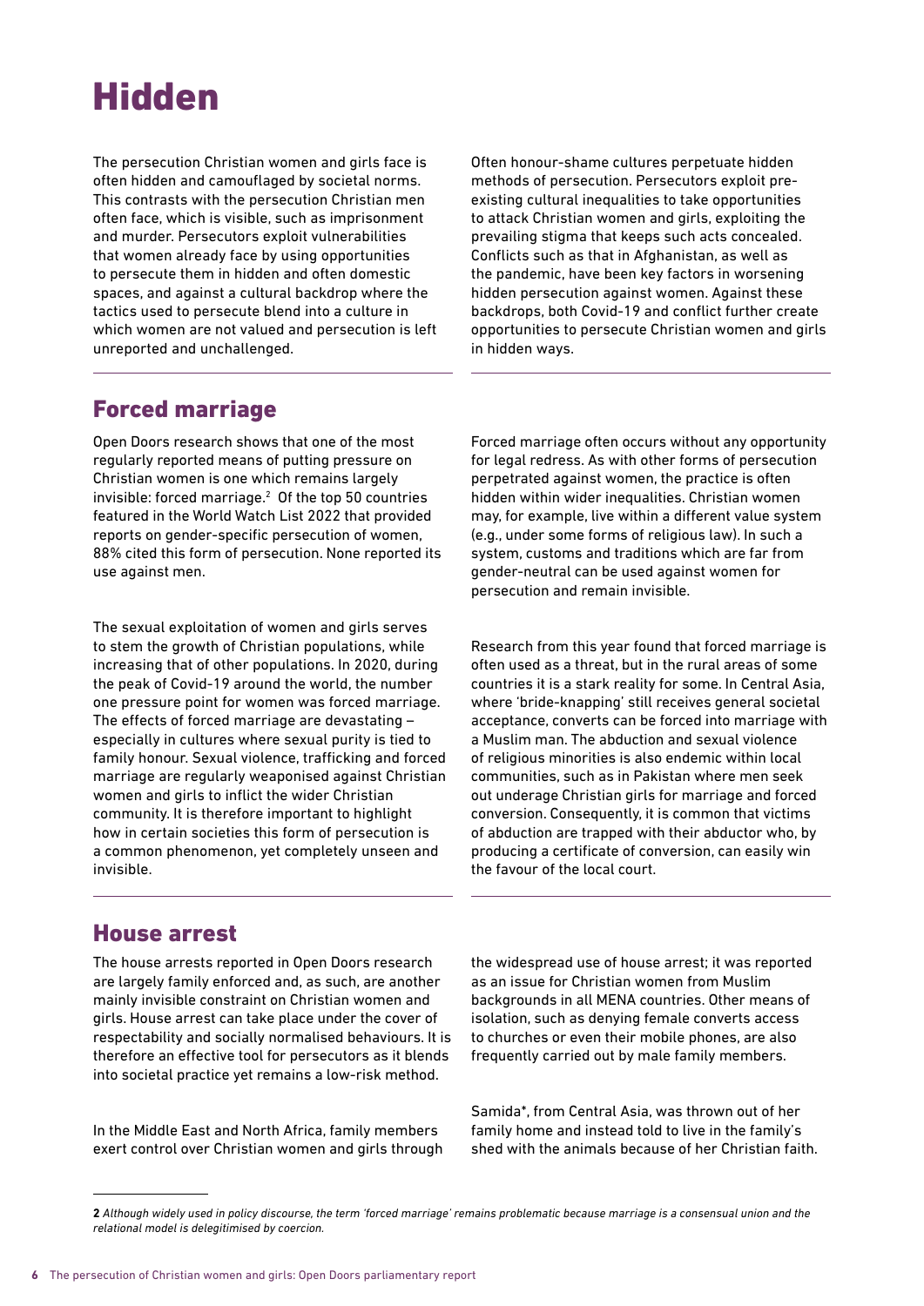# Hidden

The persecution Christian women and girls face is often hidden and camouflaged by societal norms. This contrasts with the persecution Christian men often face, which is visible, such as imprisonment and murder. Persecutors exploit vulnerabilities that women already face by using opportunities to persecute them in hidden and often domestic spaces, and against a cultural backdrop where the tactics used to persecute blend into a culture in which women are not valued and persecution is left unreported and unchallenged.

Often honour-shame cultures perpetuate hidden methods of persecution. Persecutors exploit pre-existing cultural inequalities to take opportunities to attack Christian women and girls, exploiting the prevailing stigma that keeps such acts concealed. Conflicts such as that in Afghanistan, as well as the pandemic, have been key factors in worsening hidden persecution against women. Against these backdrops, both Covid-19 and conflict further create opportunities to persecute Christian women and girls in hidden ways.

## Forced marriage

Open Doors research shows that one of the most regularly reported means of putting pressure on Christian women is one which remains largely invisible: forced marriage.[2] Of the top 50 countries featured in the World Watch List 2022 that provided reports on gender-specific persecution of women, 88% cited this form of persecution. None reported its use against men.

The sexual exploitation of women and girls serves to stem the growth of Christian populations, while increasing that of other populations. In 2020, during the peak of Covid-19 around the world, the number one pressure point for women was forced marriage. The effects of forced marriage are devastating – especially in cultures where sexual purity is tied to family honour. Sexual violence, trafficking and forced marriage are regularly weaponised against Christian women and girls to inflict the wider Christian community. It is therefore important to highlight how in certain societies this form of persecution is a common phenomenon, yet completely unseen and invisible.

Forced marriage often occurs without any opportunity for legal redress. As with other forms of persecution perpetrated against women, the practice is often hidden within wider inequalities. Christian women may, for example, live within a different value system (e.g., under some forms of religious law). In such a system, customs and traditions which are far from gender-neutral can be used against women for persecution and remain invisible.

Research from this year found that forced marriage is often used as a threat, but in the rural areas of some countries it is a stark reality for some. In Central Asia, where 'bride-knapping' still receives general societal acceptance, converts can be forced into marriage with a Muslim man. The abduction and sexual violence of religious minorities is also endemic within local communities, such as in Pakistan where men seek out underage Christian girls for marriage and forced conversion. Consequently, it is common that victims of abduction are trapped with their abductor who, by producing a certificate of conversion, can easily win the favour of the local court.

## House arrest

The house arrests reported in Open Doors research are largely family enforced and, as such, are another mainly invisible constraint on Christian women and girls. House arrest can take place under the cover of respectability and socially normalised behaviours. It is therefore an effective tool for persecutors as it blends into societal practice yet remains a low-risk method.

In the Middle East and North Africa, family members exert control over Christian women and girls through the widespread use of house arrest; it was reported as an issue for Christian women from Muslim backgrounds in all MENA countries. Other means of isolation, such as denying female converts access to churches or even their mobile phones, are also frequently carried out by male family members.

Samida*, from Central Asia, was thrown out of her family home and instead told to live in the family's shed with the animals because of her Christian faith.

---

**2** *Although widely used in policy discourse, the term 'forced marriage' remains problematic because marriage is a consensual union and the relational model is delegitimised by coercion.*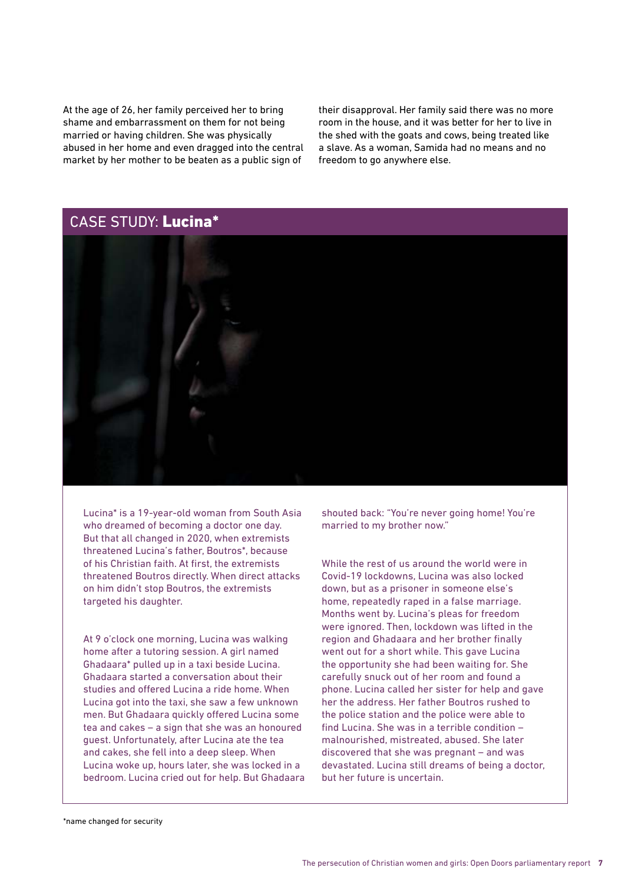At the age of 26, her family perceived her to bring shame and embarrassment on them for not being married or having children. She was physically abused in her home and even dragged into the central market by her mother to be beaten as a public sign of their disapproval. Her family said there was no more room in the house, and it was better for her to live in the shed with the goats and cows, being treated like a slave. As a woman, Samida had no means and no freedom to go anywhere else.

## CASE STUDY: **Lucina***

Lucina* is a 19-year-old woman from South Asia who dreamed of becoming a doctor one day. But that all changed in 2020, when extremists threatened Lucina's father, Boutros*, because of his Christian faith. At first, the extremists threatened Boutros directly. When direct attacks on him didn't stop Boutros, the extremists targeted his daughter.

At 9 o'clock one morning, Lucina was walking home after a tutoring session. A girl named Ghadaara* pulled up in a taxi beside Lucina. Ghadaara started a conversation about their studies and offered Lucina a ride home. When Lucina got into the taxi, she saw a few unknown men. But Ghadaara quickly offered Lucina some tea and cakes – a sign that she was an honoured guest. Unfortunately, after Lucina ate the tea and cakes, she fell into a deep sleep. When Lucina woke up, hours later, she was locked in a bedroom. Lucina cried out for help. But Ghadaara shouted back: "You're never going home! You're married to my brother now."

While the rest of us around the world were in Covid-19 lockdowns, Lucina was also locked down, but as a prisoner in someone else's home, repeatedly raped in a false marriage. Months went by. Lucina's pleas for freedom were ignored. Then, lockdown was lifted in the region and Ghadaara and her brother finally went out for a short while. This gave Lucina the opportunity she had been waiting for. She carefully snuck out of her room and found a phone. Lucina called her sister for help and gave her the address. Her father Boutros rushed to the police station and the police were able to find Lucina. She was in a terrible condition – malnourished, mistreated, abused. She later discovered that she was pregnant – and was devastated. Lucina still dreams of being a doctor, but her future is uncertain.

*name changed for security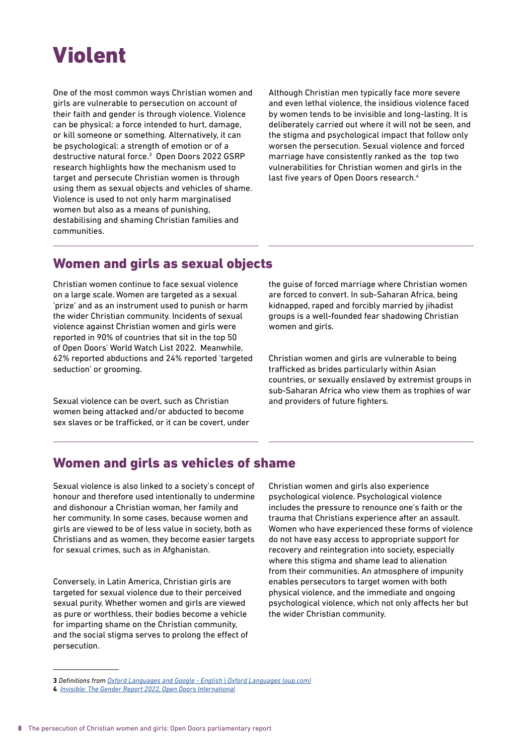# Violent

One of the most common ways Christian women and girls are vulnerable to persecution on account of their faith and gender is through violence. Violence can be physical: a force intended to hurt, damage, or kill someone or something. Alternatively, it can be psychological: a strength of emotion or of a destructive natural force.[3] Open Doors 2022 GSRP research highlights how the mechanism used to target and persecute Christian women is through using them as sexual objects and vehicles of shame. Violence is used to not only harm marginalised women but also as a means of punishing, destabilising and shaming Christian families and communities.

Although Christian men typically face more severe and even lethal violence, the insidious violence faced by women tends to be invisible and long-lasting. It is deliberately carried out where it will not be seen, and the stigma and psychological impact that follow only worsen the persecution. Sexual violence and forced marriage have consistently ranked as the top two vulnerabilities for Christian women and girls in the last five years of Open Doors research.[4]

## Women and girls as sexual objects

Christian women continue to face sexual violence on a large scale. Women are targeted as a sexual 'prize' and as an instrument used to punish or harm the wider Christian community. Incidents of sexual violence against Christian women and girls were reported in 90% of countries that sit in the top 50 of Open Doors' World Watch List 2022. Meanwhile, 62% reported abductions and 24% reported 'targeted seduction' or grooming.

Sexual violence can be overt, such as Christian women being attacked and/or abducted to become sex slaves or be trafficked, or it can be covert, under the guise of forced marriage where Christian women are forced to convert. In sub-Saharan Africa, being kidnapped, raped and forcibly married by jihadist groups is a well-founded fear shadowing Christian women and girls.

Christian women and girls are vulnerable to being trafficked as brides particularly within Asian countries, or sexually enslaved by extremist groups in sub-Saharan Africa who view them as trophies of war and providers of future fighters.

## Women and girls as vehicles of shame

Sexual violence is also linked to a society's concept of honour and therefore used intentionally to undermine and dishonour a Christian woman, her family and her community. In some cases, because women and girls are viewed to be of less value in society, both as Christians and as women, they become easier targets for sexual crimes, such as in Afghanistan.

Conversely, in Latin America, Christian girls are targeted for sexual violence due to their perceived sexual purity. Whether women and girls are viewed as pure or worthless, their bodies become a vehicle for imparting shame on the Christian community, and the social stigma serves to prolong the effect of persecution.

Christian women and girls also experience psychological violence. Psychological violence includes the pressure to renounce one's faith or the trauma that Christians experience after an assault. Women who have experienced these forms of violence do not have easy access to appropriate support for recovery and reintegration into society, especially where this stigma and shame lead to alienation from their communities. An atmosphere of impunity enables persecutors to target women with both physical violence, and the immediate and ongoing psychological violence, which not only affects her but the wider Christian community.

---

**3** *Definitions from Oxford Languages and Google - English | Oxford Languages (oup.com)*

**4** *Invisible: The Gender Report 2022, Open Doors International*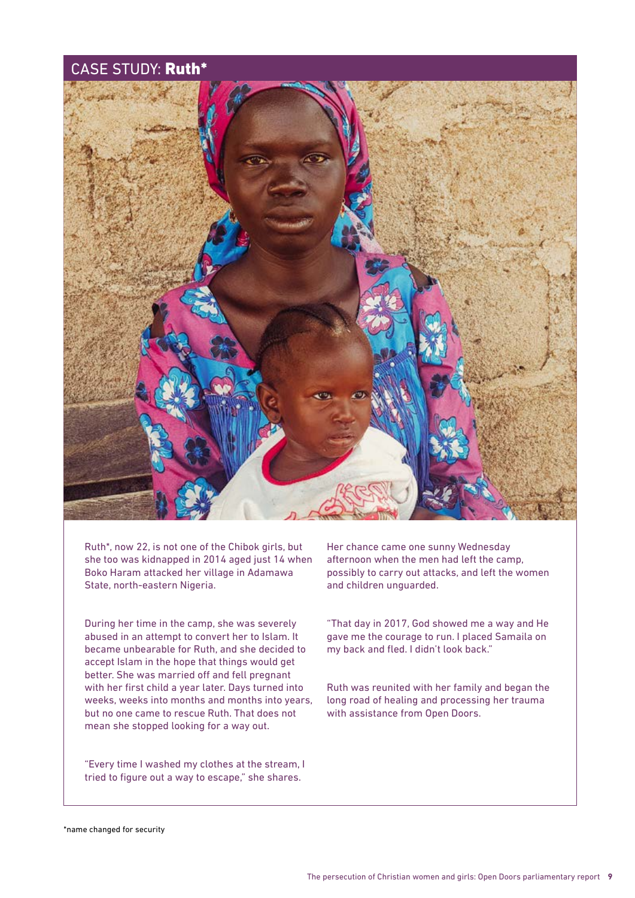## CASE STUDY: **Ruth***

Ruth*, now 22, is not one of the Chibok girls, but she too was kidnapped in 2014 aged just 14 when Boko Haram attacked her village in Adamawa State, north-eastern Nigeria.

During her time in the camp, she was severely abused in an attempt to convert her to Islam. It became unbearable for Ruth, and she decided to accept Islam in the hope that things would get better. She was married off and fell pregnant with her first child a year later. Days turned into weeks, weeks into months and months into years, but no one came to rescue Ruth. That does not mean she stopped looking for a way out.

"Every time I washed my clothes at the stream, I tried to figure out a way to escape," she shares.

Her chance came one sunny Wednesday afternoon when the men had left the camp, possibly to carry out attacks, and left the women and children unguarded.

"That day in 2017, God showed me a way and He gave me the courage to run. I placed Samaila on my back and fled. I didn't look back."

Ruth was reunited with her family and began the long road of healing and processing her trauma with assistance from Open Doors.

*name changed for security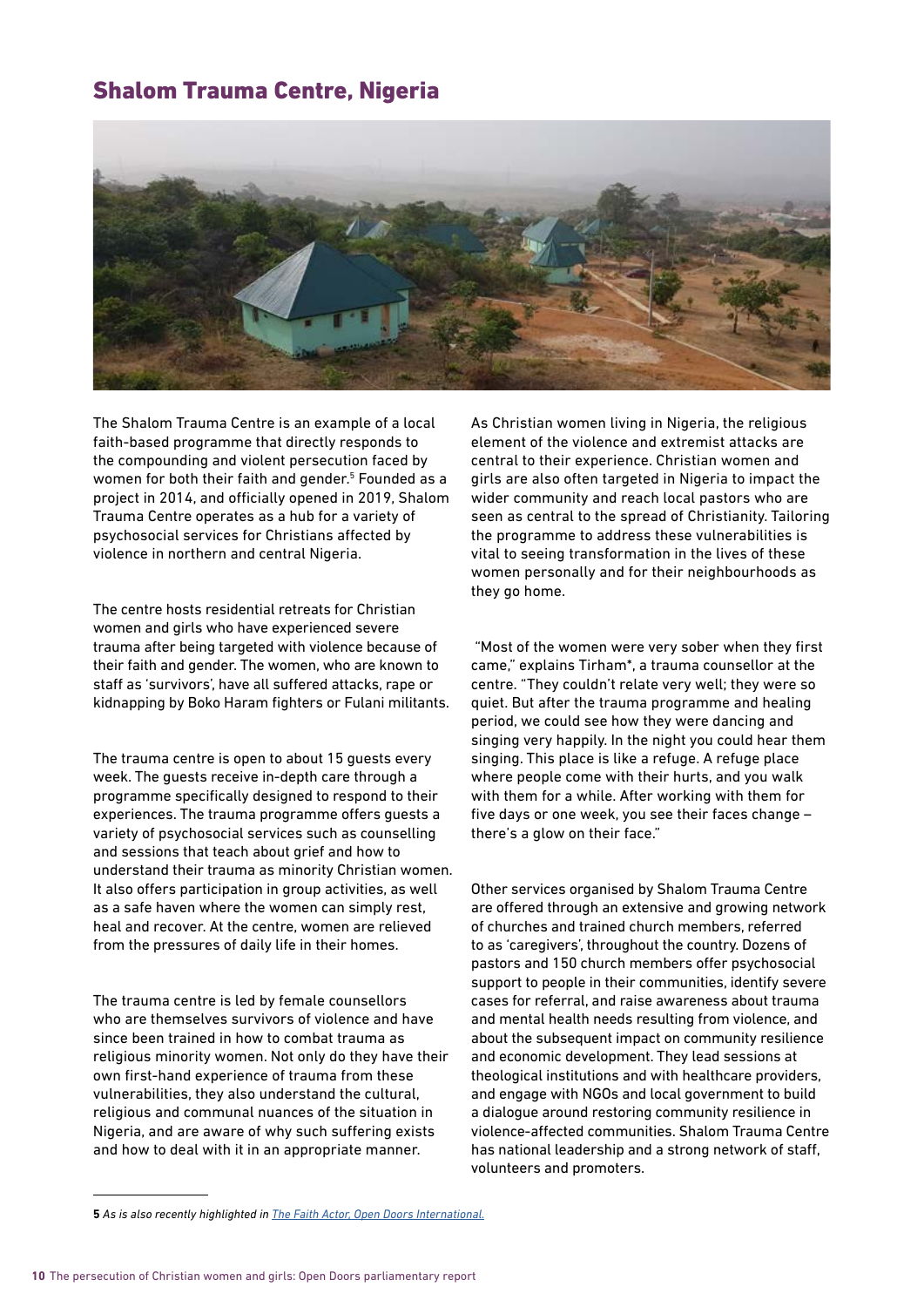# Shalom Trauma Centre, Nigeria

The Shalom Trauma Centre is an example of a local faith-based programme that directly responds to the compounding and violent persecution faced by women for both their faith and gender.[5] Founded as a project in 2014, and officially opened in 2019, Shalom Trauma Centre operates as a hub for a variety of psychosocial services for Christians affected by violence in northern and central Nigeria.

The centre hosts residential retreats for Christian women and girls who have experienced severe trauma after being targeted with violence because of their faith and gender. The women, who are known to staff as 'survivors', have all suffered attacks, rape or kidnapping by Boko Haram fighters or Fulani militants.

The trauma centre is open to about 15 guests every week. The guests receive in-depth care through a programme specifically designed to respond to their experiences. The trauma programme offers guests a variety of psychosocial services such as counselling and sessions that teach about grief and how to understand their trauma as minority Christian women. It also offers participation in group activities, as well as a safe haven where the women can simply rest, heal and recover. At the centre, women are relieved from the pressures of daily life in their homes.

The trauma centre is led by female counsellors who are themselves survivors of violence and have since been trained in how to combat trauma as religious minority women. Not only do they have their own first-hand experience of trauma from these vulnerabilities, they also understand the cultural, religious and communal nuances of the situation in Nigeria, and are aware of why such suffering exists and how to deal with it in an appropriate manner.

As Christian women living in Nigeria, the religious element of the violence and extremist attacks are central to their experience. Christian women and girls are also often targeted in Nigeria to impact the wider community and reach local pastors who are seen as central to the spread of Christianity. Tailoring the programme to address these vulnerabilities is vital to seeing transformation in the lives of these women personally and for their neighbourhoods as they go home.

"Most of the women were very sober when they first came," explains Tirham*, a trauma counsellor at the centre. "They couldn't relate very well; they were so quiet. But after the trauma programme and healing period, we could see how they were dancing and singing very happily. In the night you could hear them singing. This place is like a refuge. A refuge place where people come with their hurts, and you walk with them for a while. After working with them for five days or one week, you see their faces change – there's a glow on their face."

Other services organised by Shalom Trauma Centre are offered through an extensive and growing network of churches and trained church members, referred to as 'caregivers', throughout the country. Dozens of pastors and 150 church members offer psychosocial support to people in their communities, identify severe cases for referral, and raise awareness about trauma and mental health needs resulting from violence, and about the subsequent impact on community resilience and economic development. They lead sessions at theological institutions and with healthcare providers, and engage with NGOs and local government to build a dialogue around restoring community resilience in violence-affected communities. Shalom Trauma Centre has national leadership and a strong network of staff, volunteers and promoters.

---

**5** *As is also recently highlighted in* *[The Faith Actor, Open Doors International.](#)*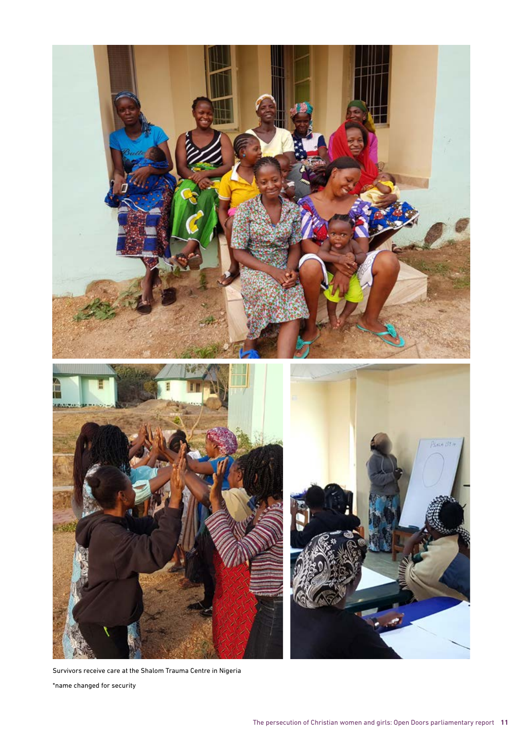Survivors receive care at the Shalom Trauma Centre in Nigeria

*name changed for security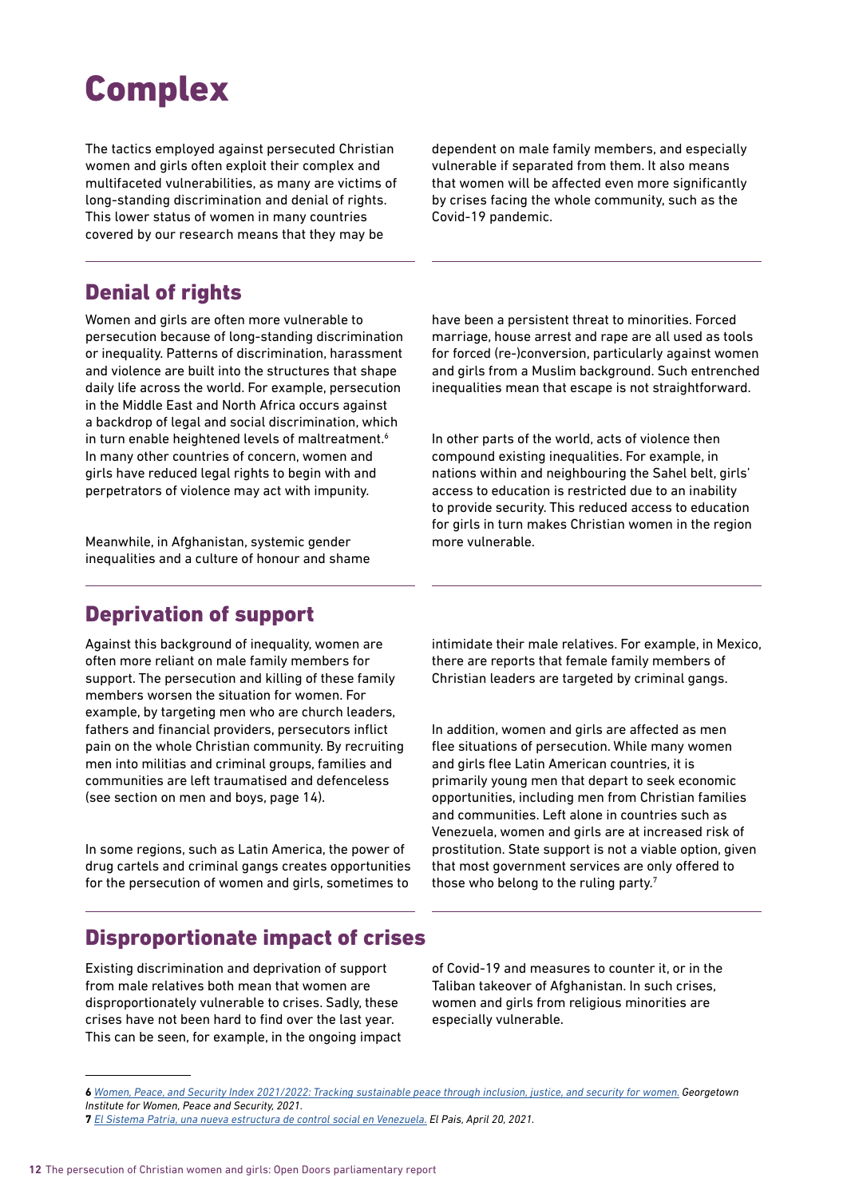# Complex

The tactics employed against persecuted Christian women and girls often exploit their complex and multifaceted vulnerabilities, as many are victims of long-standing discrimination and denial of rights. This lower status of women in many countries covered by our research means that they may be dependent on male family members, and especially vulnerable if separated from them. It also means that women will be affected even more significantly by crises facing the whole community, such as the Covid-19 pandemic.

## Denial of rights

Women and girls are often more vulnerable to persecution because of long-standing discrimination or inequality. Patterns of discrimination, harassment and violence are built into the structures that shape daily life across the world. For example, persecution in the Middle East and North Africa occurs against a backdrop of legal and social discrimination, which in turn enable heightened levels of maltreatment.[6] In many other countries of concern, women and girls have reduced legal rights to begin with and perpetrators of violence may act with impunity.

Meanwhile, in Afghanistan, systemic gender inequalities and a culture of honour and shame have been a persistent threat to minorities. Forced marriage, house arrest and rape are all used as tools for forced (re-)conversion, particularly against women and girls from a Muslim background. Such entrenched inequalities mean that escape is not straightforward.

In other parts of the world, acts of violence then compound existing inequalities. For example, in nations within and neighbouring the Sahel belt, girls' access to education is restricted due to an inability to provide security. This reduced access to education for girls in turn makes Christian women in the region more vulnerable.

## Deprivation of support

Against this background of inequality, women are often more reliant on male family members for support. The persecution and killing of these family members worsen the situation for women. For example, by targeting men who are church leaders, fathers and financial providers, persecutors inflict pain on the whole Christian community. By recruiting men into militias and criminal groups, families and communities are left traumatised and defenceless (see section on men and boys, page 14).

In some regions, such as Latin America, the power of drug cartels and criminal gangs creates opportunities for the persecution of women and girls, sometimes to intimidate their male relatives. For example, in Mexico, there are reports that female family members of Christian leaders are targeted by criminal gangs.

In addition, women and girls are affected as men flee situations of persecution. While many women and girls flee Latin American countries, it is primarily young men that depart to seek economic opportunities, including men from Christian families and communities. Left alone in countries such as Venezuela, women and girls are at increased risk of prostitution. State support is not a viable option, given that most government services are only offered to those who belong to the ruling party.[7]

## Disproportionate impact of crises

Existing discrimination and deprivation of support from male relatives both mean that women are disproportionately vulnerable to crises. Sadly, these crises have not been hard to find over the last year. This can be seen, for example, in the ongoing impact of Covid-19 and measures to counter it, or in the Taliban takeover of Afghanistan. In such crises, women and girls from religious minorities are especially vulnerable.

---

**6** Women, Peace, and Security Index 2021/2022: Tracking sustainable peace through inclusion, justice, and security for women. *Georgetown Institute for Women, Peace and Security, 2021.*

**7** El Sistema Patria, una nueva estructura de control social en Venezuela. *El Pais, April 20, 2021.*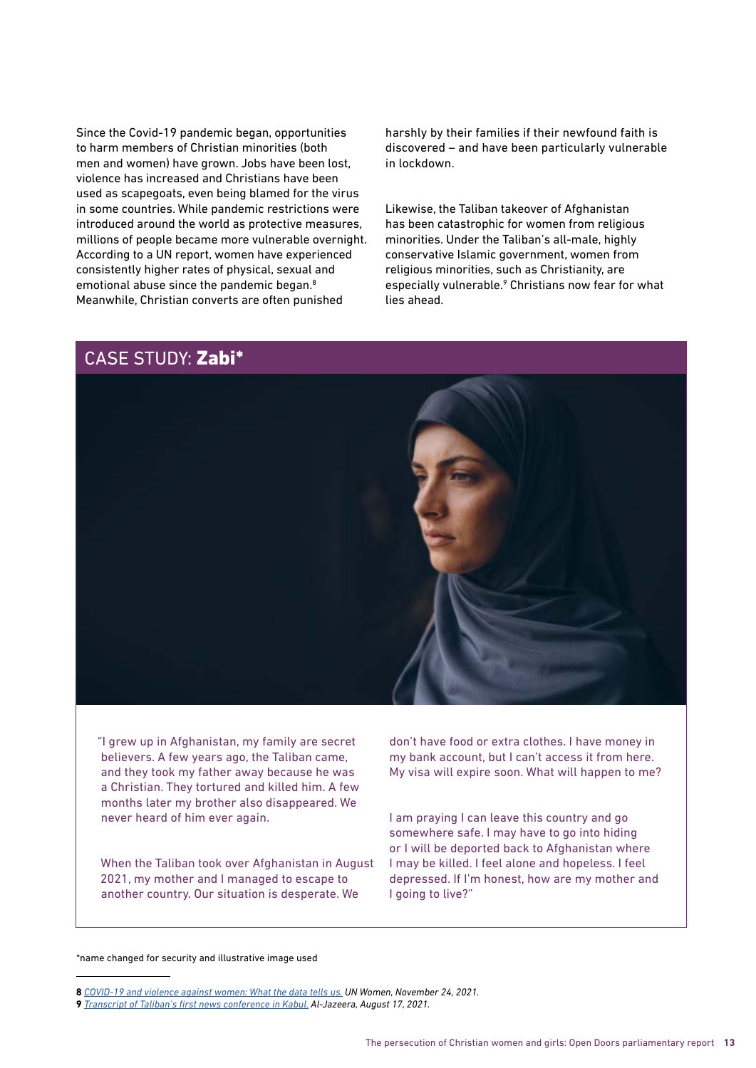Since the Covid-19 pandemic began, opportunities to harm members of Christian minorities (both men and women) have grown. Jobs have been lost, violence has increased and Christians have been used as scapegoats, even being blamed for the virus in some countries. While pandemic restrictions were introduced around the world as protective measures, millions of people became more vulnerable overnight. According to a UN report, women have experienced consistently higher rates of physical, sexual and emotional abuse since the pandemic began.[8] Meanwhile, Christian converts are often punished harshly by their families if their newfound faith is discovered – and have been particularly vulnerable in lockdown.

Likewise, the Taliban takeover of Afghanistan has been catastrophic for women from religious minorities. Under the Taliban's all-male, highly conservative Islamic government, women from religious minorities, such as Christianity, are especially vulnerable.[9] Christians now fear for what lies ahead.

## CASE STUDY: **Zabi***

"I grew up in Afghanistan, my family are secret believers. A few years ago, the Taliban came, and they took my father away because he was a Christian. They tortured and killed him. A few months later my brother also disappeared. We never heard of him ever again.

When the Taliban took over Afghanistan in August 2021, my mother and I managed to escape to another country. Our situation is desperate. We don't have food or extra clothes. I have money in my bank account, but I can't access it from here. My visa will expire soon. What will happen to me?

I am praying I can leave this country and go somewhere safe. I may have to go into hiding or I will be deported back to Afghanistan where I may be killed. I feel alone and hopeless. I feel depressed. If I'm honest, how are my mother and I going to live?"

*name changed for security and illustrative image used

---

**8** *COVID-19 and violence against women: What the data tells us. UN Women, November 24, 2021.*

**9** *Transcript of Taliban's first news conference in Kabul. Al-Jazeera, August 17, 2021.*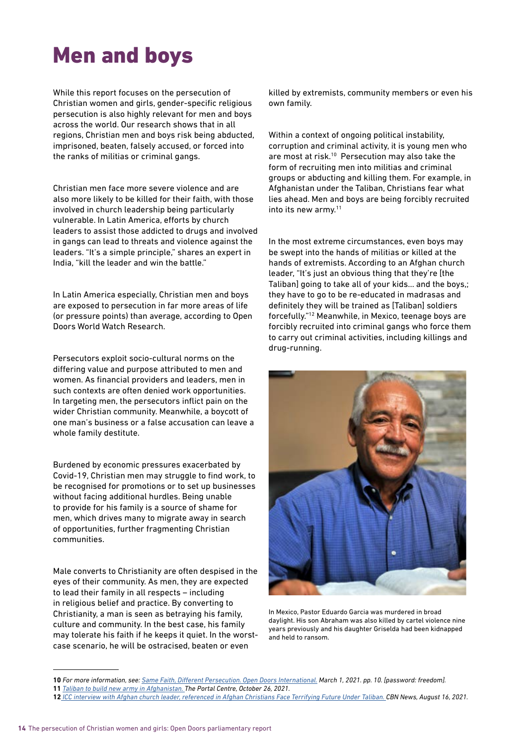# Men and boys

While this report focuses on the persecution of Christian women and girls, gender-specific religious persecution is also highly relevant for men and boys across the world. Our research shows that in all regions, Christian men and boys risk being abducted, imprisoned, beaten, falsely accused, or forced into the ranks of militias or criminal gangs.

Christian men face more severe violence and are also more likely to be killed for their faith, with those involved in church leadership being particularly vulnerable. In Latin America, efforts by church leaders to assist those addicted to drugs and involved in gangs can lead to threats and violence against the leaders. "It's a simple principle," shares an expert in India, "kill the leader and win the battle."

In Latin America especially, Christian men and boys are exposed to persecution in far more areas of life (or pressure points) than average, according to Open Doors World Watch Research.

Persecutors exploit socio-cultural norms on the differing value and purpose attributed to men and women. As financial providers and leaders, men in such contexts are often denied work opportunities. In targeting men, the persecutors inflict pain on the wider Christian community. Meanwhile, a boycott of one man's business or a false accusation can leave a whole family destitute.

Burdened by economic pressures exacerbated by Covid-19, Christian men may struggle to find work, to be recognised for promotions or to set up businesses without facing additional hurdles. Being unable to provide for his family is a source of shame for men, which drives many to migrate away in search of opportunities, further fragmenting Christian communities.

Male converts to Christianity are often despised in the eyes of their community. As men, they are expected to lead their family in all respects – including in religious belief and practice. By converting to Christianity, a man is seen as betraying his family, culture and community. In the best case, his family may tolerate his faith if he keeps it quiet. In the worst-case scenario, he will be ostracised, beaten or even killed by extremists, community members or even his own family.

Within a context of ongoing political instability, corruption and criminal activity, it is young men who are most at risk.[10] Persecution may also take the form of recruiting men into militias and criminal groups or abducting and killing them. For example, in Afghanistan under the Taliban, Christians fear what lies ahead. Men and boys are being forcibly recruited into its new army.[11]

In the most extreme circumstances, even boys may be swept into the hands of militias or killed at the hands of extremists. According to an Afghan church leader, "It's just an obvious thing that they're [the Taliban] going to take all of your kids... and the boys,; they have to go to be re-educated in madrasas and definitely they will be trained as [Taliban] soldiers forcefully."[12] Meanwhile, in Mexico, teenage boys are forcibly recruited into criminal gangs who force them to carry out criminal activities, including killings and drug-running.

In Mexico, Pastor Eduardo Garcia was murdered in broad daylight. His son Abraham was also killed by cartel violence nine years previously and his daughter Griselda had been kidnapped and held to ransom.

---

**10** *For more information, see: Same Faith, Different Persecution. Open Doors International. March 1, 2021. pp. 10. [password: freedom].*

**11** *Taliban to build new army in Afghanistan. The Portal Centre, October 26, 2021.*

**12** *ICC interview with Afghan church leader, referenced in Afghan Christians Face Terrifying Future Under Taliban. CBN News, August 16, 2021.*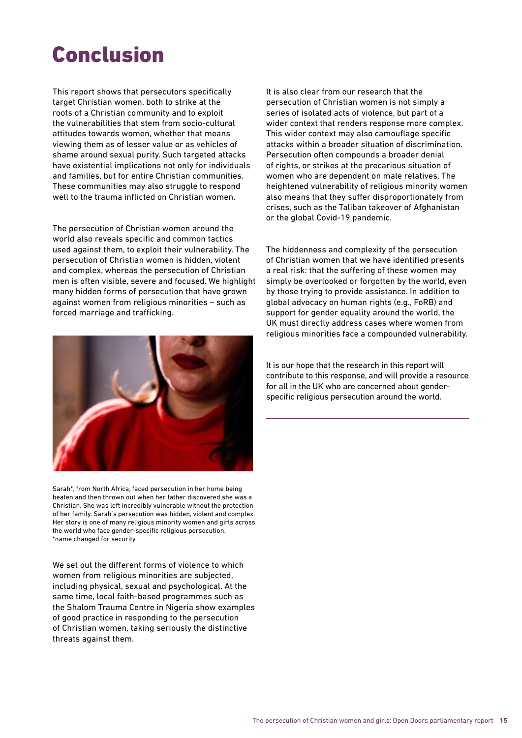# Conclusion

This report shows that persecutors specifically target Christian women, both to strike at the roots of a Christian community and to exploit the vulnerabilities that stem from socio-cultural attitudes towards women, whether that means viewing them as of lesser value or as vehicles of shame around sexual purity. Such targeted attacks have existential implications not only for individuals and families, but for entire Christian communities. These communities may also struggle to respond well to the trauma inflicted on Christian women.

The persecution of Christian women around the world also reveals specific and common tactics used against them, to exploit their vulnerability. The persecution of Christian women is hidden, violent and complex, whereas the persecution of Christian men is often visible, severe and focused. We highlight many hidden forms of persecution that have grown against women from religious minorities – such as forced marriage and trafficking.

Sarah*, from North Africa, faced persecution in her home being beaten and then thrown out when her father discovered she was a Christian. She was left incredibly vulnerable without the protection of her family. Sarah's persecution was hidden, violent and complex. Her story is one of many religious minority women and girls across the world who face gender-specific religious persecution.
*name changed for security

We set out the different forms of violence to which women from religious minorities are subjected, including physical, sexual and psychological. At the same time, local faith-based programmes such as the Shalom Trauma Centre in Nigeria show examples of good practice in responding to the persecution of Christian women, taking seriously the distinctive threats against them.

It is also clear from our research that the persecution of Christian women is not simply a series of isolated acts of violence, but part of a wider context that renders response more complex. This wider context may also camouflage specific attacks within a broader situation of discrimination. Persecution often compounds a broader denial of rights, or strikes at the precarious situation of women who are dependent on male relatives. The heightened vulnerability of religious minority women also means that they suffer disproportionately from crises, such as the Taliban takeover of Afghanistan or the global Covid-19 pandemic.

The hiddenness and complexity of the persecution of Christian women that we have identified presents a real risk: that the suffering of these women may simply be overlooked or forgotten by the world, even by those trying to provide assistance. In addition to global advocacy on human rights (e.g., FoRB) and support for gender equality around the world, the UK must directly address cases where women from religious minorities face a compounded vulnerability.

It is our hope that the research in this report will contribute to this response, and will provide a resource for all in the UK who are concerned about gender-specific religious persecution around the world.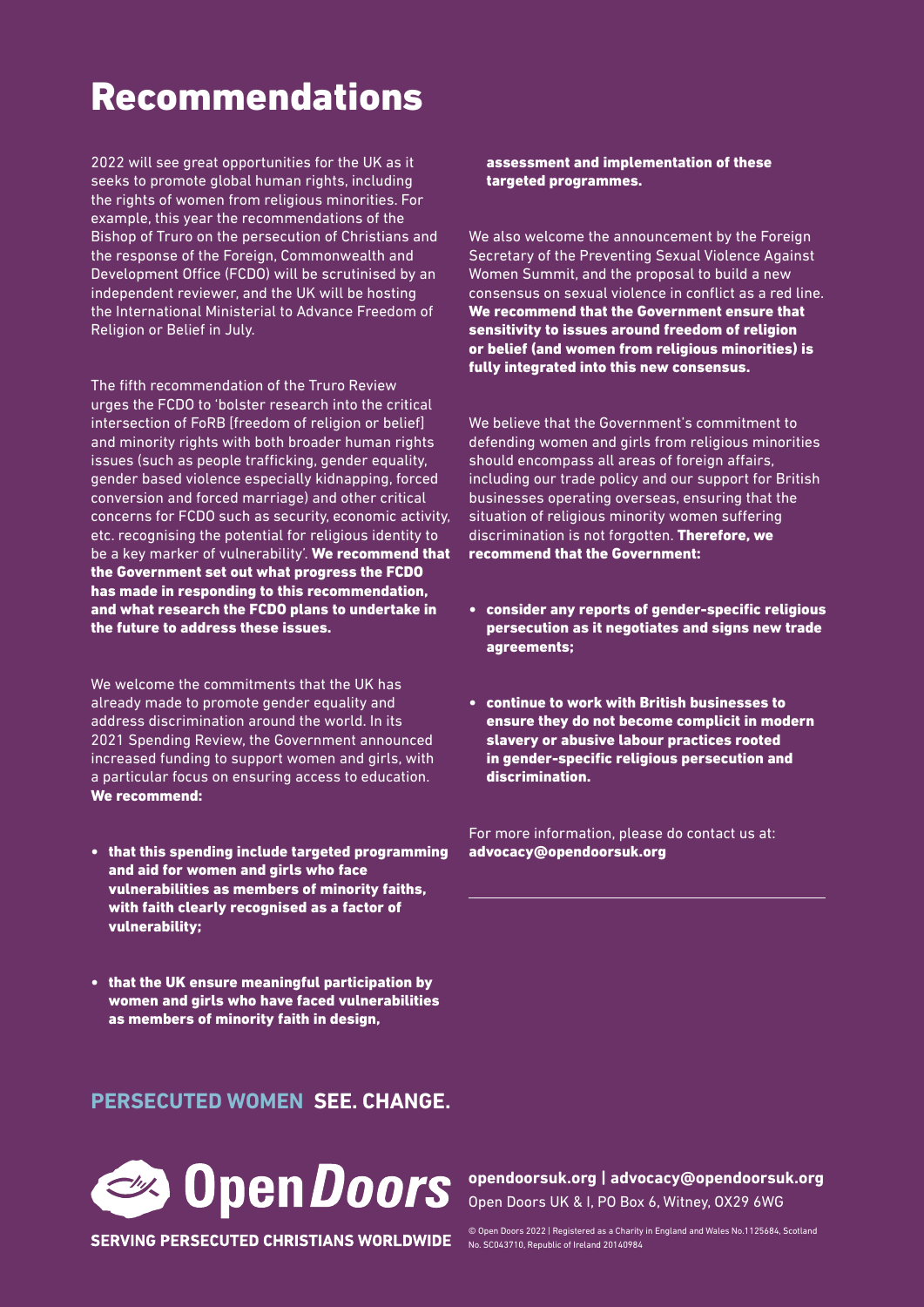# Recommendations

2022 will see great opportunities for the UK as it seeks to promote global human rights, including the rights of women from religious minorities. For example, this year the recommendations of the Bishop of Truro on the persecution of Christians and the response of the Foreign, Commonwealth and Development Office (FCDO) will be scrutinised by an independent reviewer, and the UK will be hosting the International Ministerial to Advance Freedom of Religion or Belief in July.

The fifth recommendation of the Truro Review urges the FCDO to 'bolster research into the critical intersection of FoRB [freedom of religion or belief] and minority rights with both broader human rights issues (such as people trafficking, gender equality, gender based violence especially kidnapping, forced conversion and forced marriage) and other critical concerns for FCDO such as security, economic activity, etc. recognising the potential for religious identity to be a key marker of vulnerability'. **We recommend that the Government set out what progress the FCDO has made in responding to this recommendation, and what research the FCDO plans to undertake in the future to address these issues.**

We welcome the commitments that the UK has already made to promote gender equality and address discrimination around the world. In its 2021 Spending Review, the Government announced increased funding to support women and girls, with a particular focus on ensuring access to education. **We recommend:**

- **that this spending include targeted programming and aid for women and girls who face vulnerabilities as members of minority faiths, with faith clearly recognised as a factor of vulnerability;**
- **that the UK ensure meaningful participation by women and girls who have faced vulnerabilities as members of minority faith in design, assessment and implementation of these targeted programmes.**

We also welcome the announcement by the Foreign Secretary of the Preventing Sexual Violence Against Women Summit, and the proposal to build a new consensus on sexual violence in conflict as a red line. **We recommend that the Government ensure that sensitivity to issues around freedom of religion or belief (and women from religious minorities) is fully integrated into this new consensus.**

We believe that the Government's commitment to defending women and girls from religious minorities should encompass all areas of foreign affairs, including our trade policy and our support for British businesses operating overseas, ensuring that the situation of religious minority women suffering discrimination is not forgotten. **Therefore, we recommend that the Government:**

- **consider any reports of gender-specific religious persecution as it negotiates and signs new trade agreements;**
- **continue to work with British businesses to ensure they do not become complicit in modern slavery or abusive labour practices rooted in gender-specific religious persecution and discrimination.**

For more information, please do contact us at: **advocacy@opendoorsuk.org**

**PERSECUTED WOMEN SEE. CHANGE.**

**Open Doors**

**SERVING PERSECUTED CHRISTIANS WORLDWIDE**

**opendoorsuk.org | advocacy@opendoorsuk.org**
Open Doors UK & I, PO Box 6, Witney, OX29 6WG

© Open Doors 2022 | Registered as a Charity in England and Wales No.1125684, Scotland No. SC043710, Republic of Ireland 20140984